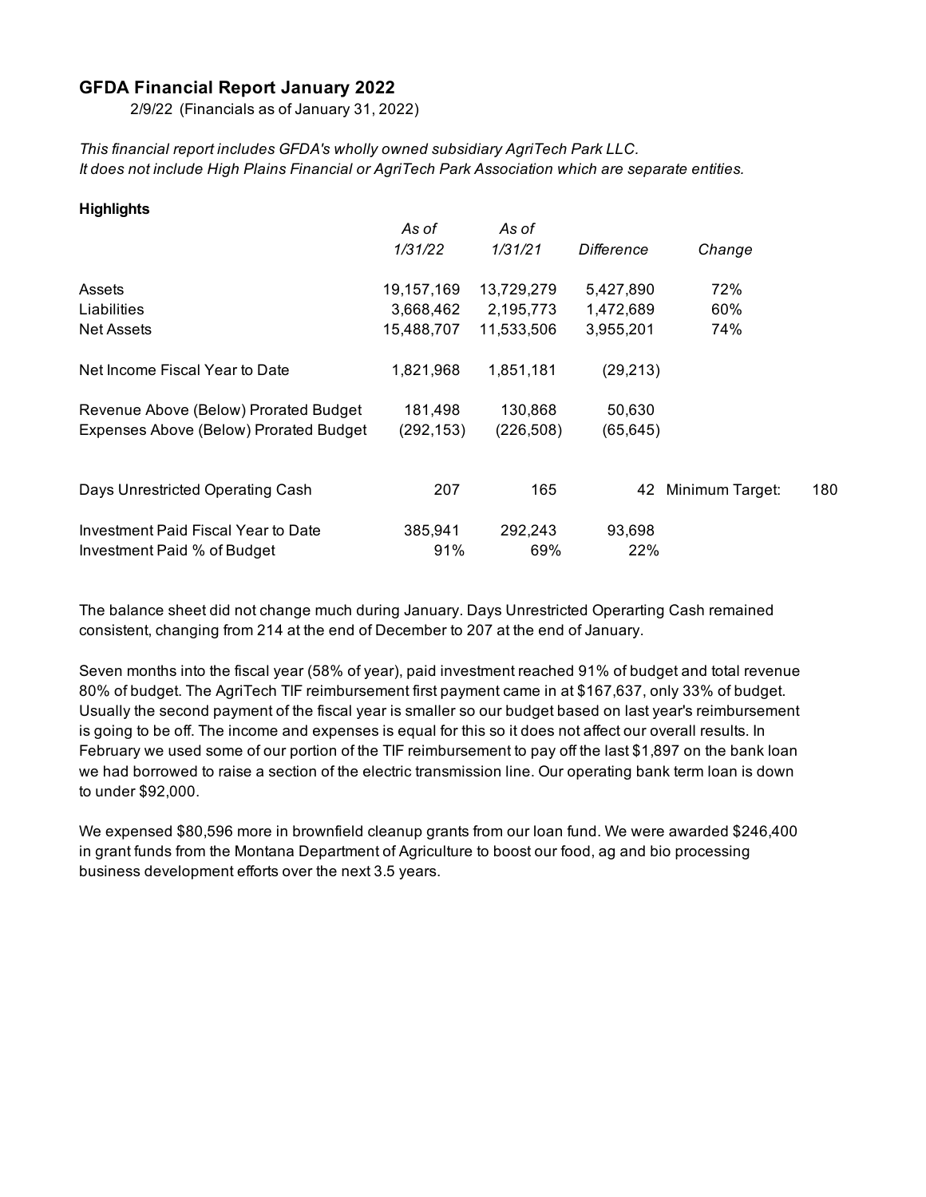## GFDA Financial Report January 2022

2/9/22 (Financials as of January 31, 2022)

*This financial report includes GFDA's wholly owned subsidiary AgriTech Park LLC.*
*It does not include High Plains Financial or AgriTech Park Association which are separate entities.*

**Highlights**

| | *As of 1/31/22* | *As of 1/31/21* | *Difference* | *Change* | |
|---|---|---|---|---|---|
| Assets | 19,157,169 | 13,729,279 | 5,427,890 | 72% | |
| Liabilities | 3,668,462 | 2,195,773 | 1,472,689 | 60% | |
| Net Assets | 15,488,707 | 11,533,506 | 3,955,201 | 74% | |
| | | | | | |
| Net Income Fiscal Year to Date | 1,821,968 | 1,851,181 | (29,213) | | |
| | | | | | |
| Revenue Above (Below) Prorated Budget | 181,498 | 130,868 | 50,630 | | |
| Expenses Above (Below) Prorated Budget | (292,153) | (226,508) | (65,645) | | |
| | | | | | |
| Days Unrestricted Operating Cash | 207 | 165 | 42 | Minimum Target: | 180 |
| | | | | | |
| Investment Paid Fiscal Year to Date | 385,941 | 292,243 | 93,698 | | |
| Investment Paid % of Budget | 91% | 69% | 22% | | |

The balance sheet did not change much during January. Days Unrestricted Operarting Cash remained consistent, changing from 214 at the end of December to 207 at the end of January.

Seven months into the fiscal year (58% of year), paid investment reached 91% of budget and total revenue 80% of budget. The AgriTech TIF reimbursement first payment came in at $167,637, only 33% of budget. Usually the second payment of the fiscal year is smaller so our budget based on last year's reimbursement is going to be off. The income and expenses is equal for this so it does not affect our overall results. In February we used some of our portion of the TIF reimbursement to pay off the last $1,897 on the bank loan we had borrowed to raise a section of the electric transmission line. Our operating bank term loan is down to under $92,000.

We expensed $80,596 more in brownfield cleanup grants from our loan fund. We were awarded $246,400 in grant funds from the Montana Department of Agriculture to boost our food, ag and bio processing business development efforts over the next 3.5 years.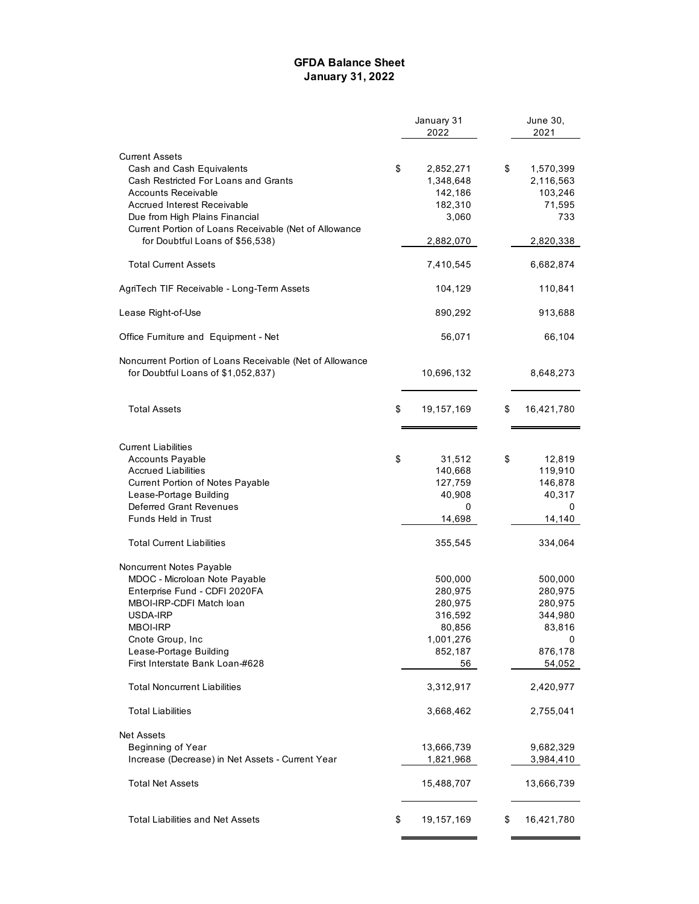# GFDA Balance Sheet
## January 31, 2022

| | | January 31 2022 | | June 30, 2021 |
|---|---|---|---|---|
| **Current Assets** | | | | |
| Cash and Cash Equivalents | $ | 2,852,271 | $ | 1,570,399 |
| Cash Restricted For Loans and Grants | | 1,348,648 | | 2,116,563 |
| Accounts Receivable | | 142,186 | | 103,246 |
| Accrued Interest Receivable | | 182,310 | | 71,595 |
| Due from High Plains Financial | | 3,060 | | 733 |
| Current Portion of Loans Receivable (Net of Allowance for Doubtful Loans of $56,538) | | 2,882,070 | | 2,820,338 |
| Total Current Assets | | 7,410,545 | | 6,682,874 |
| AgriTech TIF Receivable - Long-Term Assets | | 104,129 | | 110,841 |
| Lease Right-of-Use | | 890,292 | | 913,688 |
| Office Furniture and Equipment - Net | | 56,071 | | 66,104 |
| Noncurrent Portion of Loans Receivable (Net of Allowance for Doubtful Loans of $1,052,837) | | 10,696,132 | | 8,648,273 |
| Total Assets | $ | 19,157,169 | $ | 16,421,780 |
| **Current Liabilities** | | | | |
| Accounts Payable | $ | 31,512 | $ | 12,819 |
| Accrued Liabilities | | 140,668 | | 119,910 |
| Current Portion of Notes Payable | | 127,759 | | 146,878 |
| Lease-Portage Building | | 40,908 | | 40,317 |
| Deferred Grant Revenues | | 0 | | 0 |
| Funds Held in Trust | | 14,698 | | 14,140 |
| Total Current Liabilities | | 355,545 | | 334,064 |
| **Noncurrent Notes Payable** | | | | |
| MDOC - Microloan Note Payable | | 500,000 | | 500,000 |
| Enterprise Fund - CDFI 2020FA | | 280,975 | | 280,975 |
| MBOI-IRP-CDFI Match loan | | 280,975 | | 280,975 |
| USDA-IRP | | 316,592 | | 344,980 |
| MBOI-IRP | | 80,856 | | 83,816 |
| Cnote Group, Inc | | 1,001,276 | | 0 |
| Lease-Portage Building | | 852,187 | | 876,178 |
| First Interstate Bank Loan-#628 | | 56 | | 54,052 |
| Total Noncurrent Liabilities | | 3,312,917 | | 2,420,977 |
| Total Liabilities | | 3,668,462 | | 2,755,041 |
| **Net Assets** | | | | |
| Beginning of Year | | 13,666,739 | | 9,682,329 |
| Increase (Decrease) in Net Assets - Current Year | | 1,821,968 | | 3,984,410 |
| Total Net Assets | | 15,488,707 | | 13,666,739 |
| Total Liabilities and Net Assets | $ | 19,157,169 | $ | 16,421,780 |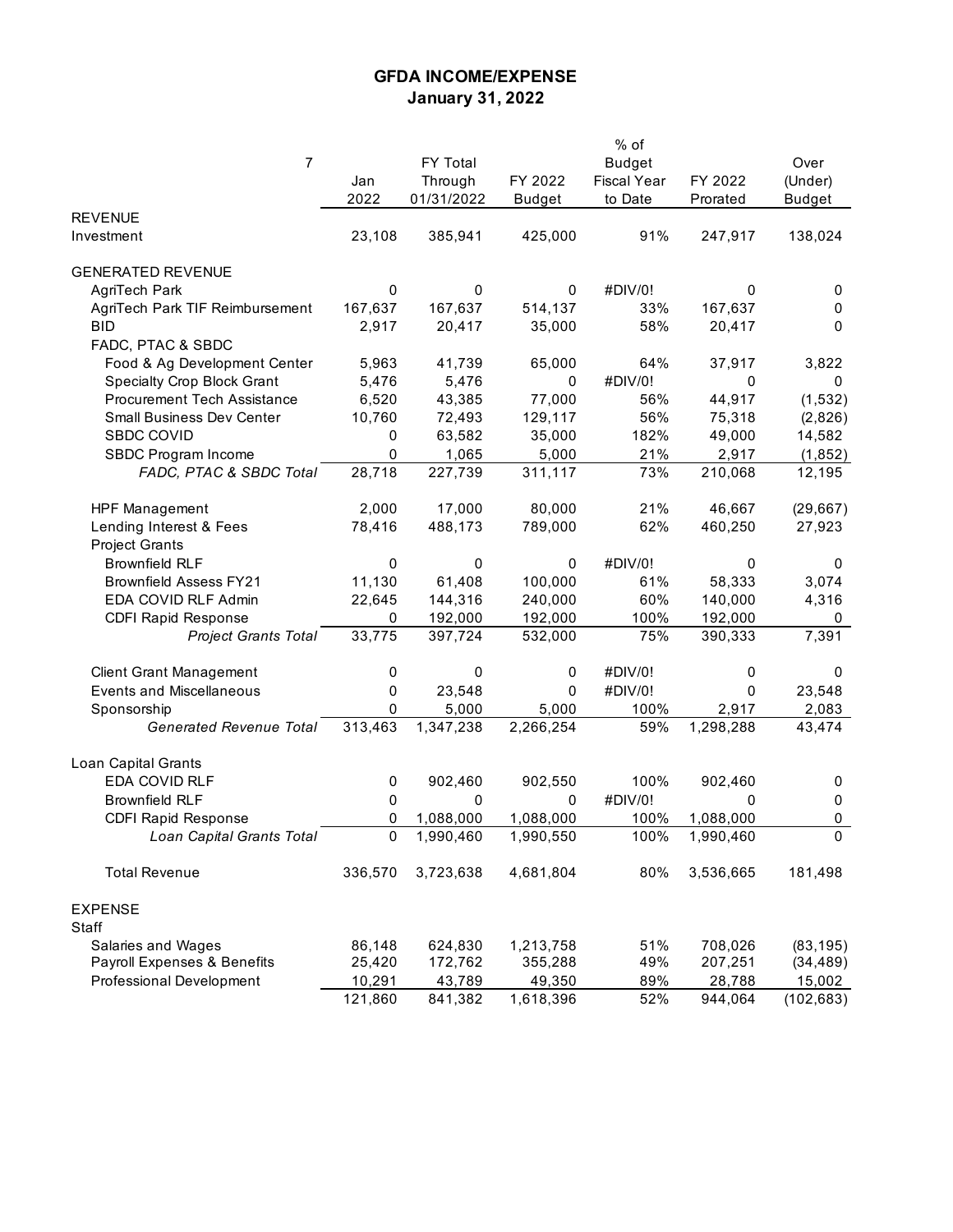# GFDA INCOME/EXPENSE

## January 31, 2022

| 7 | Jan 2022 | FY Total Through 01/31/2022 | FY 2022 Budget | % of Budget Fiscal Year to Date | FY 2022 Prorated | Over (Under) Budget |
|---|---|---|---|---|---|---|
| REVENUE | | | | | | |
| Investment | 23,108 | 385,941 | 425,000 | 91% | 247,917 | 138,024 |
| | | | | | | |
| GENERATED REVENUE | | | | | | |
| AgriTech Park | 0 | 0 | 0 | #DIV/0! | 0 | 0 |
| AgriTech Park TIF Reimbursement | 167,637 | 167,637 | 514,137 | 33% | 167,637 | 0 |
| BID | 2,917 | 20,417 | 35,000 | 58% | 20,417 | 0 |
| FADC, PTAC & SBDC | | | | | | |
| Food & Ag Development Center | 5,963 | 41,739 | 65,000 | 64% | 37,917 | 3,822 |
| Specialty Crop Block Grant | 5,476 | 5,476 | 0 | #DIV/0! | 0 | 0 |
| Procurement Tech Assistance | 6,520 | 43,385 | 77,000 | 56% | 44,917 | (1,532) |
| Small Business Dev Center | 10,760 | 72,493 | 129,117 | 56% | 75,318 | (2,826) |
| SBDC COVID | 0 | 63,582 | 35,000 | 182% | 49,000 | 14,582 |
| SBDC Program Income | 0 | 1,065 | 5,000 | 21% | 2,917 | (1,852) |
| *FADC, PTAC & SBDC Total* | 28,718 | 227,739 | 311,117 | 73% | 210,068 | 12,195 |
| | | | | | | |
| HPF Management | 2,000 | 17,000 | 80,000 | 21% | 46,667 | (29,667) |
| Lending Interest & Fees | 78,416 | 488,173 | 789,000 | 62% | 460,250 | 27,923 |
| Project Grants | | | | | | |
| Brownfield RLF | 0 | 0 | 0 | #DIV/0! | 0 | 0 |
| Brownfield Assess FY21 | 11,130 | 61,408 | 100,000 | 61% | 58,333 | 3,074 |
| EDA COVID RLF Admin | 22,645 | 144,316 | 240,000 | 60% | 140,000 | 4,316 |
| CDFI Rapid Response | 0 | 192,000 | 192,000 | 100% | 192,000 | 0 |
| *Project Grants Total* | 33,775 | 397,724 | 532,000 | 75% | 390,333 | 7,391 |
| | | | | | | |
| Client Grant Management | 0 | 0 | 0 | #DIV/0! | 0 | 0 |
| Events and Miscellaneous | 0 | 23,548 | 0 | #DIV/0! | 0 | 23,548 |
| Sponsorship | 0 | 5,000 | 5,000 | 100% | 2,917 | 2,083 |
| *Generated Revenue Total* | 313,463 | 1,347,238 | 2,266,254 | 59% | 1,298,288 | 43,474 |
| | | | | | | |
| Loan Capital Grants | | | | | | |
| EDA COVID RLF | 0 | 902,460 | 902,550 | 100% | 902,460 | 0 |
| Brownfield RLF | 0 | 0 | 0 | #DIV/0! | 0 | 0 |
| CDFI Rapid Response | 0 | 1,088,000 | 1,088,000 | 100% | 1,088,000 | 0 |
| *Loan Capital Grants Total* | 0 | 1,990,460 | 1,990,550 | 100% | 1,990,460 | 0 |
| | | | | | | |
| Total Revenue | 336,570 | 3,723,638 | 4,681,804 | 80% | 3,536,665 | 181,498 |
| | | | | | | |
| EXPENSE | | | | | | |
| Staff | | | | | | |
| Salaries and Wages | 86,148 | 624,830 | 1,213,758 | 51% | 708,026 | (83,195) |
| Payroll Expenses & Benefits | 25,420 | 172,762 | 355,288 | 49% | 207,251 | (34,489) |
| Professional Development | 10,291 | 43,789 | 49,350 | 89% | 28,788 | 15,002 |
| | 121,860 | 841,382 | 1,618,396 | 52% | 944,064 | (102,683) |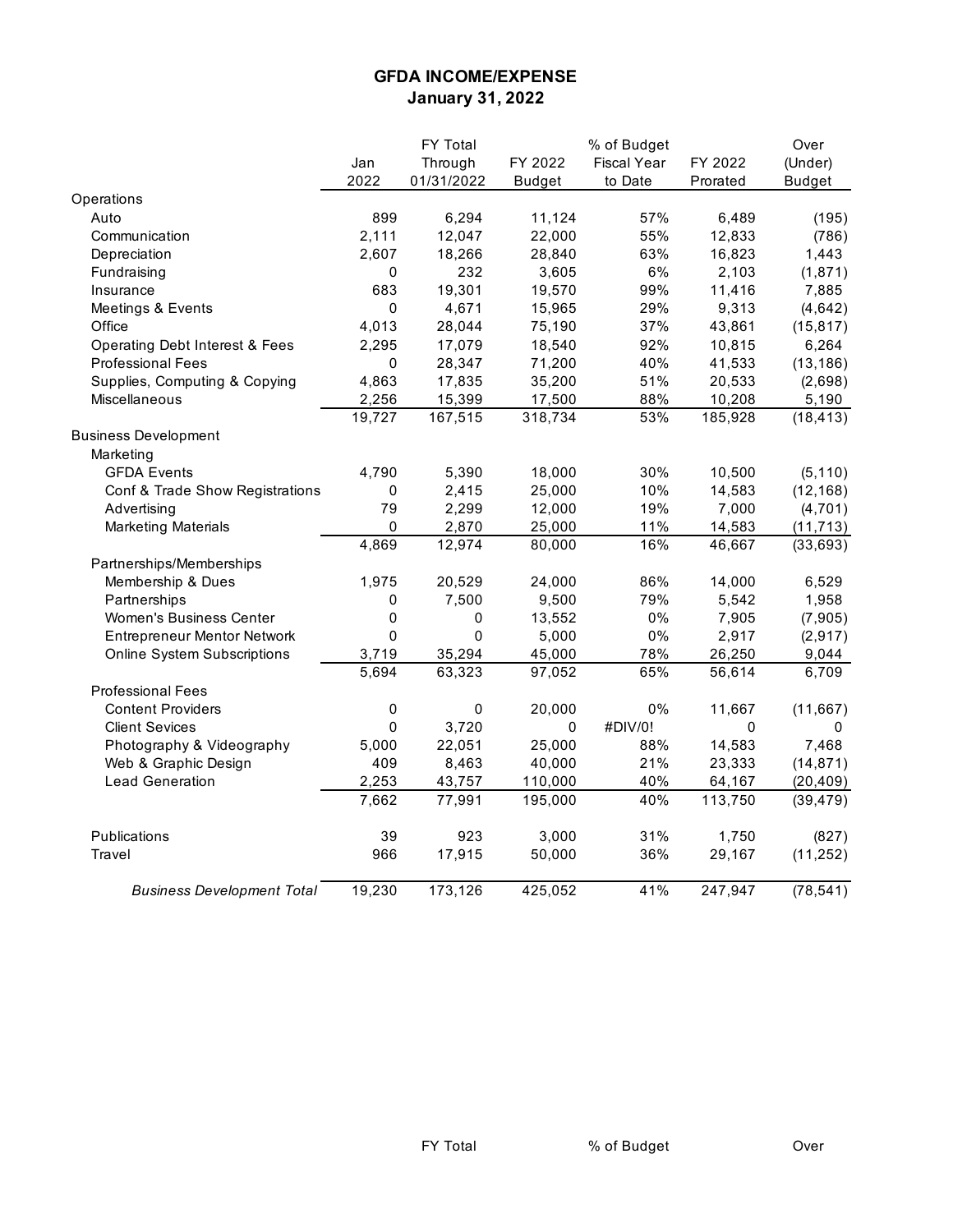# GFDA INCOME/EXPENSE

## January 31, 2022

| | Jan 2022 | FY Total Through 01/31/2022 | FY 2022 Budget | % of Budget Fiscal Year to Date | FY 2022 Prorated | Over (Under) Budget |
|---|---|---|---|---|---|---|
| Operations | | | | | | |
| Auto | 899 | 6,294 | 11,124 | 57% | 6,489 | (195) |
| Communication | 2,111 | 12,047 | 22,000 | 55% | 12,833 | (786) |
| Depreciation | 2,607 | 18,266 | 28,840 | 63% | 16,823 | 1,443 |
| Fundraising | 0 | 232 | 3,605 | 6% | 2,103 | (1,871) |
| Insurance | 683 | 19,301 | 19,570 | 99% | 11,416 | 7,885 |
| Meetings & Events | 0 | 4,671 | 15,965 | 29% | 9,313 | (4,642) |
| Office | 4,013 | 28,044 | 75,190 | 37% | 43,861 | (15,817) |
| Operating Debt Interest & Fees | 2,295 | 17,079 | 18,540 | 92% | 10,815 | 6,264 |
| Professional Fees | 0 | 28,347 | 71,200 | 40% | 41,533 | (13,186) |
| Supplies, Computing & Copying | 4,863 | 17,835 | 35,200 | 51% | 20,533 | (2,698) |
| Miscellaneous | 2,256 | 15,399 | 17,500 | 88% | 10,208 | 5,190 |
| | 19,727 | 167,515 | 318,734 | 53% | 185,928 | (18,413) |
| Business Development | | | | | | |
| Marketing | | | | | | |
| GFDA Events | 4,790 | 5,390 | 18,000 | 30% | 10,500 | (5,110) |
| Conf & Trade Show Registrations | 0 | 2,415 | 25,000 | 10% | 14,583 | (12,168) |
| Advertising | 79 | 2,299 | 12,000 | 19% | 7,000 | (4,701) |
| Marketing Materials | 0 | 2,870 | 25,000 | 11% | 14,583 | (11,713) |
| | 4,869 | 12,974 | 80,000 | 16% | 46,667 | (33,693) |
| Partnerships/Memberships | | | | | | |
| Membership & Dues | 1,975 | 20,529 | 24,000 | 86% | 14,000 | 6,529 |
| Partnerships | 0 | 7,500 | 9,500 | 79% | 5,542 | 1,958 |
| Women's Business Center | 0 | 0 | 13,552 | 0% | 7,905 | (7,905) |
| Entrepreneur Mentor Network | 0 | 0 | 5,000 | 0% | 2,917 | (2,917) |
| Online System Subscriptions | 3,719 | 35,294 | 45,000 | 78% | 26,250 | 9,044 |
| | 5,694 | 63,323 | 97,052 | 65% | 56,614 | 6,709 |
| Professional Fees | | | | | | |
| Content Providers | 0 | 0 | 20,000 | 0% | 11,667 | (11,667) |
| Client Sevices | 0 | 3,720 | 0 | #DIV/0! | 0 | 0 |
| Photography & Videography | 5,000 | 22,051 | 25,000 | 88% | 14,583 | 7,468 |
| Web & Graphic Design | 409 | 8,463 | 40,000 | 21% | 23,333 | (14,871) |
| Lead Generation | 2,253 | 43,757 | 110,000 | 40% | 64,167 | (20,409) |
| | 7,662 | 77,991 | 195,000 | 40% | 113,750 | (39,479) |
| Publications | 39 | 923 | 3,000 | 31% | 1,750 | (827) |
| Travel | 966 | 17,915 | 50,000 | 36% | 29,167 | (11,252) |
| *Business Development Total* | 19,230 | 173,126 | 425,052 | 41% | 247,947 | (78,541) |

FY Total &nbsp;&nbsp;&nbsp;&nbsp; % of Budget &nbsp;&nbsp;&nbsp;&nbsp; Over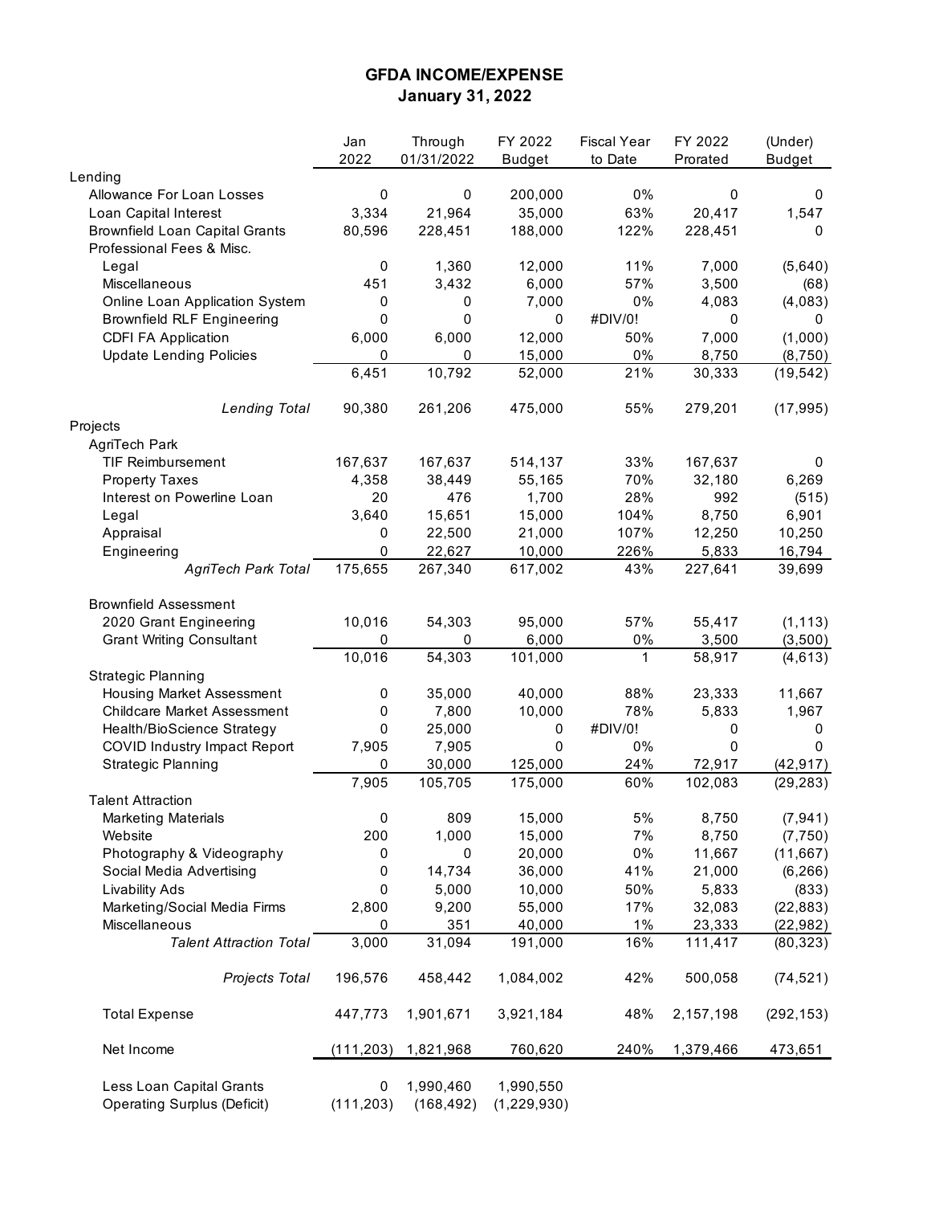# GFDA INCOME/EXPENSE
## January 31, 2022

| | Jan 2022 | Through 01/31/2022 | FY 2022 Budget | Fiscal Year to Date | FY 2022 Prorated | (Under) Budget |
|---|---|---|---|---|---|---|
| Lending | | | | | | |
| Allowance For Loan Losses | 0 | 0 | 200,000 | 0% | 0 | 0 |
| Loan Capital Interest | 3,334 | 21,964 | 35,000 | 63% | 20,417 | 1,547 |
| Brownfield Loan Capital Grants | 80,596 | 228,451 | 188,000 | 122% | 228,451 | 0 |
| Professional Fees & Misc. | | | | | | |
| Legal | 0 | 1,360 | 12,000 | 11% | 7,000 | (5,640) |
| Miscellaneous | 451 | 3,432 | 6,000 | 57% | 3,500 | (68) |
| Online Loan Application System | 0 | 0 | 7,000 | 0% | 4,083 | (4,083) |
| Brownfield RLF Engineering | 0 | 0 | 0 | #DIV/0! | 0 | 0 |
| CDFI FA Application | 6,000 | 6,000 | 12,000 | 50% | 7,000 | (1,000) |
| Update Lending Policies | 0 | 0 | 15,000 | 0% | 8,750 | (8,750) |
| | 6,451 | 10,792 | 52,000 | 21% | 30,333 | (19,542) |
| *Lending Total* | 90,380 | 261,206 | 475,000 | 55% | 279,201 | (17,995) |
| Projects | | | | | | |
| AgriTech Park | | | | | | |
| TIF Reimbursement | 167,637 | 167,637 | 514,137 | 33% | 167,637 | 0 |
| Property Taxes | 4,358 | 38,449 | 55,165 | 70% | 32,180 | 6,269 |
| Interest on Powerline Loan | 20 | 476 | 1,700 | 28% | 992 | (515) |
| Legal | 3,640 | 15,651 | 15,000 | 104% | 8,750 | 6,901 |
| Appraisal | 0 | 22,500 | 21,000 | 107% | 12,250 | 10,250 |
| Engineering | 0 | 22,627 | 10,000 | 226% | 5,833 | 16,794 |
| *AgriTech Park Total* | 175,655 | 267,340 | 617,002 | 43% | 227,641 | 39,699 |
| Brownfield Assessment | | | | | | |
| 2020 Grant Engineering | 10,016 | 54,303 | 95,000 | 57% | 55,417 | (1,113) |
| Grant Writing Consultant | 0 | 0 | 6,000 | 0% | 3,500 | (3,500) |
| | 10,016 | 54,303 | 101,000 | 1 | 58,917 | (4,613) |
| Strategic Planning | | | | | | |
| Housing Market Assessment | 0 | 35,000 | 40,000 | 88% | 23,333 | 11,667 |
| Childcare Market Assessment | 0 | 7,800 | 10,000 | 78% | 5,833 | 1,967 |
| Health/BioScience Strategy | 0 | 25,000 | 0 | #DIV/0! | 0 | 0 |
| COVID Industry Impact Report | 7,905 | 7,905 | 0 | 0% | 0 | 0 |
| Strategic Planning | 0 | 30,000 | 125,000 | 24% | 72,917 | (42,917) |
| | 7,905 | 105,705 | 175,000 | 60% | 102,083 | (29,283) |
| Talent Attraction | | | | | | |
| Marketing Materials | 0 | 809 | 15,000 | 5% | 8,750 | (7,941) |
| Website | 200 | 1,000 | 15,000 | 7% | 8,750 | (7,750) |
| Photography & Videography | 0 | 0 | 20,000 | 0% | 11,667 | (11,667) |
| Social Media Advertising | 0 | 14,734 | 36,000 | 41% | 21,000 | (6,266) |
| Livability Ads | 0 | 5,000 | 10,000 | 50% | 5,833 | (833) |
| Marketing/Social Media Firms | 2,800 | 9,200 | 55,000 | 17% | 32,083 | (22,883) |
| Miscellaneous | 0 | 351 | 40,000 | 1% | 23,333 | (22,982) |
| *Talent Attraction Total* | 3,000 | 31,094 | 191,000 | 16% | 111,417 | (80,323) |
| *Projects Total* | 196,576 | 458,442 | 1,084,002 | 42% | 500,058 | (74,521) |
| Total Expense | 447,773 | 1,901,671 | 3,921,184 | 48% | 2,157,198 | (292,153) |
| Net Income | (111,203) | 1,821,968 | 760,620 | 240% | 1,379,466 | 473,651 |
| Less Loan Capital Grants | 0 | 1,990,460 | 1,990,550 | | | |
| Operating Surplus (Deficit) | (111,203) | (168,492) | (1,229,930) | | | |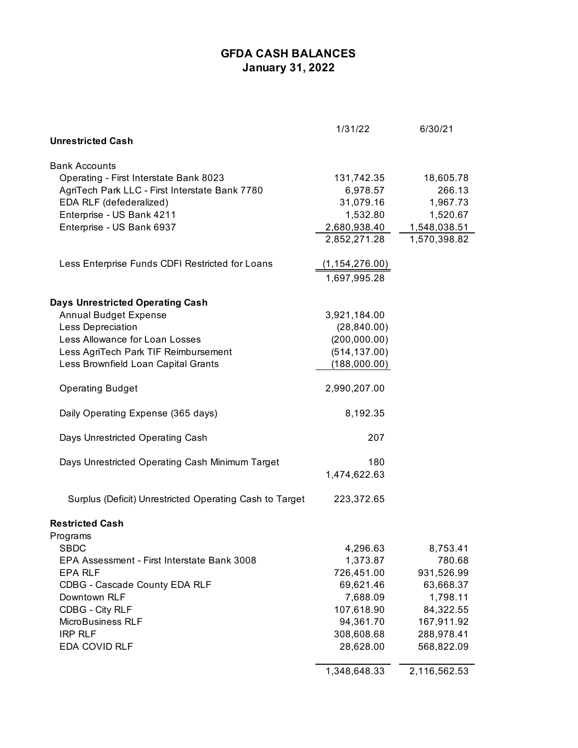# GFDA CASH BALANCES
## January 31, 2022

| | 1/31/22 | 6/30/21 |
|---|---|---|
| **Unrestricted Cash** | | |
| | | |
| Bank Accounts | | |
| Operating - First Interstate Bank 8023 | 131,742.35 | 18,605.78 |
| AgriTech Park LLC - First Interstate Bank 7780 | 6,978.57 | 266.13 |
| EDA RLF (defederalized) | 31,079.16 | 1,967.73 |
| Enterprise - US Bank 4211 | 1,532.80 | 1,520.67 |
| Enterprise - US Bank 6937 | 2,680,938.40 | 1,548,038.51 |
| | 2,852,271.28 | 1,570,398.82 |
| | | |
| Less Enterprise Funds CDFI Restricted for Loans | (1,154,276.00) | |
| | 1,697,995.28 | |
| | | |
| **Days Unrestricted Operating Cash** | | |
| Annual Budget Expense | 3,921,184.00 | |
| Less Depreciation | (28,840.00) | |
| Less Allowance for Loan Losses | (200,000.00) | |
| Less AgriTech Park TIF Reimbursement | (514,137.00) | |
| Less Brownfield Loan Capital Grants | (188,000.00) | |
| | | |
| Operating Budget | 2,990,207.00 | |
| | | |
| Daily Operating Expense (365 days) | 8,192.35 | |
| | | |
| Days Unrestricted Operating Cash | 207 | |
| | | |
| Days Unrestricted Operating Cash Minimum Target | 180 | |
| | 1,474,622.63 | |
| | | |
| Surplus (Deficit) Unrestricted Operating Cash to Target | 223,372.65 | |
| | | |
| **Restricted Cash** | | |
| Programs | | |
| SBDC | 4,296.63 | 8,753.41 |
| EPA Assessment - First Interstate Bank 3008 | 1,373.87 | 780.68 |
| EPA RLF | 726,451.00 | 931,526.99 |
| CDBG - Cascade County EDA RLF | 69,621.46 | 63,668.37 |
| Downtown RLF | 7,688.09 | 1,798.11 |
| CDBG - City RLF | 107,618.90 | 84,322.55 |
| MicroBusiness RLF | 94,361.70 | 167,911.92 |
| IRP RLF | 308,608.68 | 288,978.41 |
| EDA COVID RLF | 28,628.00 | 568,822.09 |
| | | |
| | 1,348,648.33 | 2,116,562.53 |